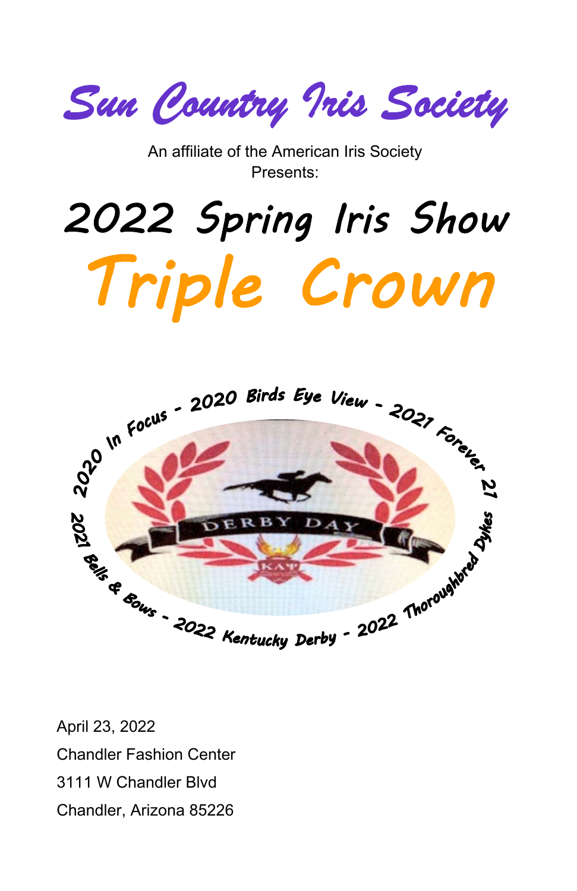# Sun Country Iris Society

An affiliate of the American Iris Society
Presents:

# 2022 Spring Iris Show

# Triple Crown

2020 In Focus - 2020 Birds Eye View - 2021 Forever 21 - 2022 Thoroughbred Dykes - 2022 Kentucky Derby - 2021 Bells & Bows

DERBY DAY

April 23, 2022
Chandler Fashion Center
3111 W Chandler Blvd
Chandler, Arizona 85226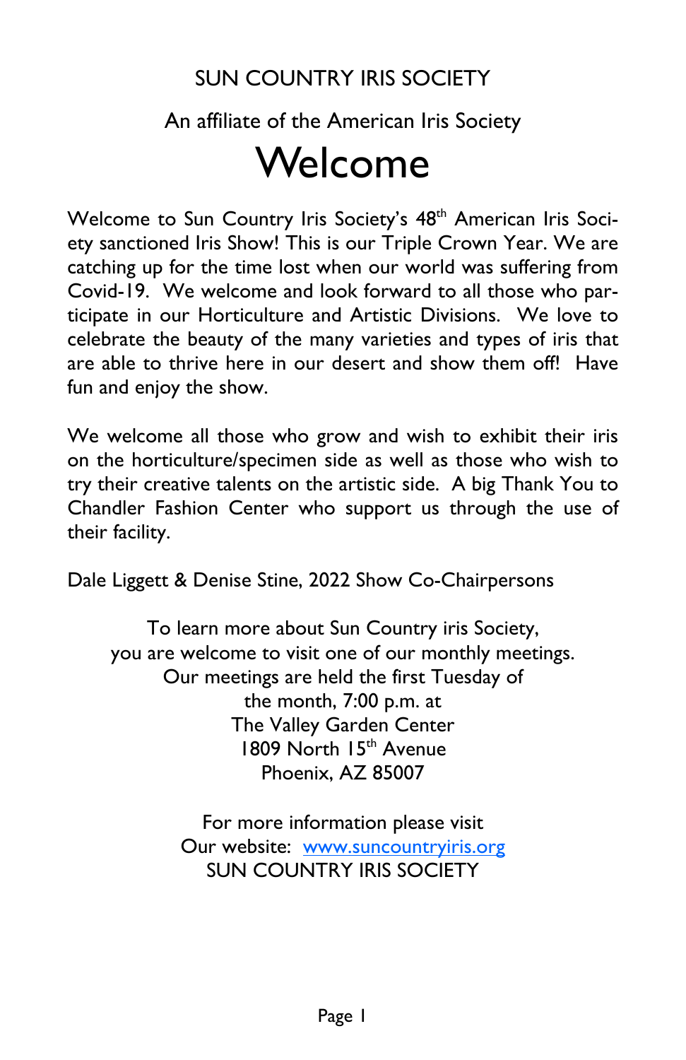SUN COUNTRY IRIS SOCIETY

An affiliate of the American Iris Society

# Welcome

Welcome to Sun Country Iris Society's 48th American Iris Society sanctioned Iris Show! This is our Triple Crown Year. We are catching up for the time lost when our world was suffering from Covid-19. We welcome and look forward to all those who participate in our Horticulture and Artistic Divisions. We love to celebrate the beauty of the many varieties and types of iris that are able to thrive here in our desert and show them off! Have fun and enjoy the show.

We welcome all those who grow and wish to exhibit their iris on the horticulture/specimen side as well as those who wish to try their creative talents on the artistic side. A big Thank You to Chandler Fashion Center who support us through the use of their facility.

Dale Liggett & Denise Stine, 2022 Show Co-Chairpersons

To learn more about Sun Country iris Society,
you are welcome to visit one of our monthly meetings.
Our meetings are held the first Tuesday of
the month, 7:00 p.m. at
The Valley Garden Center
1809 North 15th Avenue
Phoenix, AZ 85007

For more information please visit
Our website: [www.suncountryiris.org](http://www.suncountryiris.org)
SUN COUNTRY IRIS SOCIETY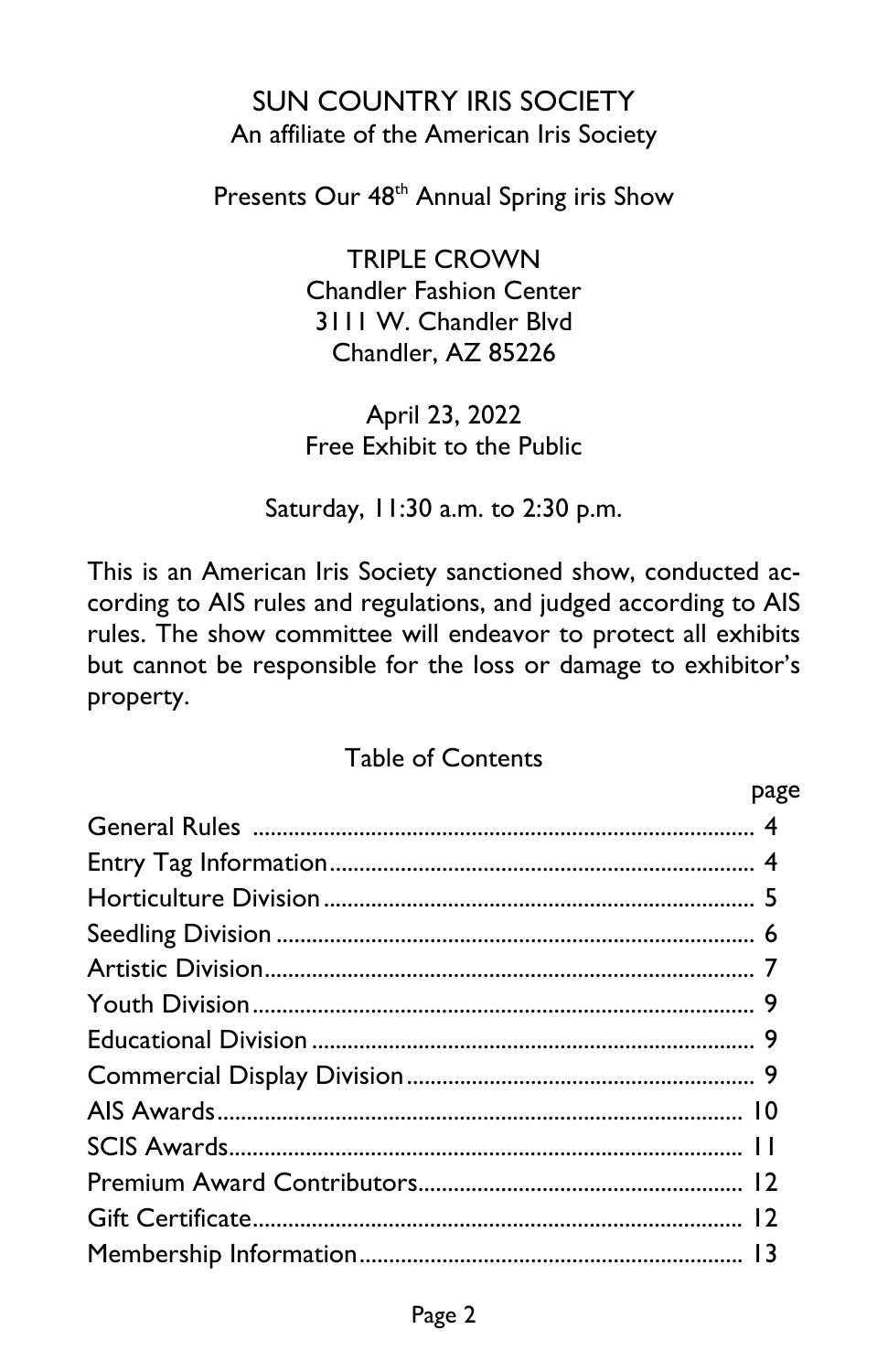# SUN COUNTRY IRIS SOCIETY

An affiliate of the American Iris Society

Presents Our 48th Annual Spring iris Show

## TRIPLE CROWN

Chandler Fashion Center
3111 W. Chandler Blvd
Chandler, AZ 85226

April 23, 2022
Free Exhibit to the Public

Saturday, 11:30 a.m. to 2:30 p.m.

This is an American Iris Society sanctioned show, conducted according to AIS rules and regulations, and judged according to AIS rules. The show committee will endeavor to protect all exhibits but cannot be responsible for the loss or damage to exhibitor's property.

## Table of Contents

| | page |
|---|---|
| General Rules | 4 |
| Entry Tag Information | 4 |
| Horticulture Division | 5 |
| Seedling Division | 6 |
| Artistic Division | 7 |
| Youth Division | 9 |
| Educational Division | 9 |
| Commercial Display Division | 9 |
| AIS Awards | 10 |
| SCIS Awards | 11 |
| Premium Award Contributors | 12 |
| Gift Certificate | 12 |
| Membership Information | 13 |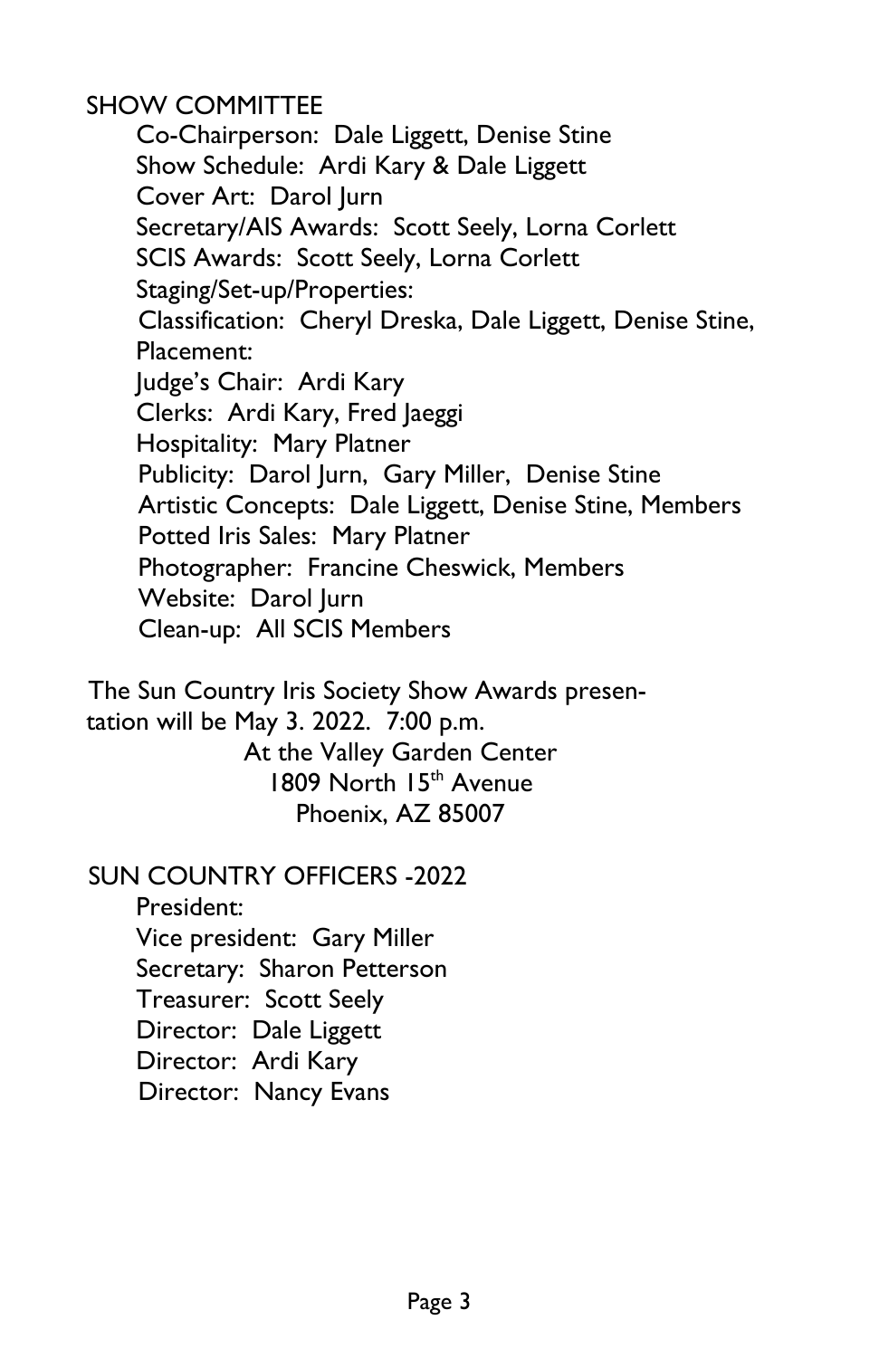## SHOW COMMITTEE

Co-Chairperson: Dale Liggett, Denise Stine
Show Schedule: Ardi Kary & Dale Liggett
Cover Art: Darol Jurn
Secretary/AIS Awards: Scott Seely, Lorna Corlett
SCIS Awards: Scott Seely, Lorna Corlett
Staging/Set-up/Properties:
Classification: Cheryl Dreska, Dale Liggett, Denise Stine,
Placement:
Judge's Chair: Ardi Kary
Clerks: Ardi Kary, Fred Jaeggi
Hospitality: Mary Platner
Publicity: Darol Jurn, Gary Miller, Denise Stine
Artistic Concepts: Dale Liggett, Denise Stine, Members
Potted Iris Sales: Mary Platner
Photographer: Francine Cheswick, Members
Website: Darol Jurn
Clean-up: All SCIS Members

The Sun Country Iris Society Show Awards presentation will be May 3. 2022. 7:00 p.m.

At the Valley Garden Center
1809 North 15th Avenue
Phoenix, AZ 85007

## SUN COUNTRY OFFICERS -2022

President:
Vice president: Gary Miller
Secretary: Sharon Petterson
Treasurer: Scott Seely
Director: Dale Liggett
Director: Ardi Kary
Director: Nancy Evans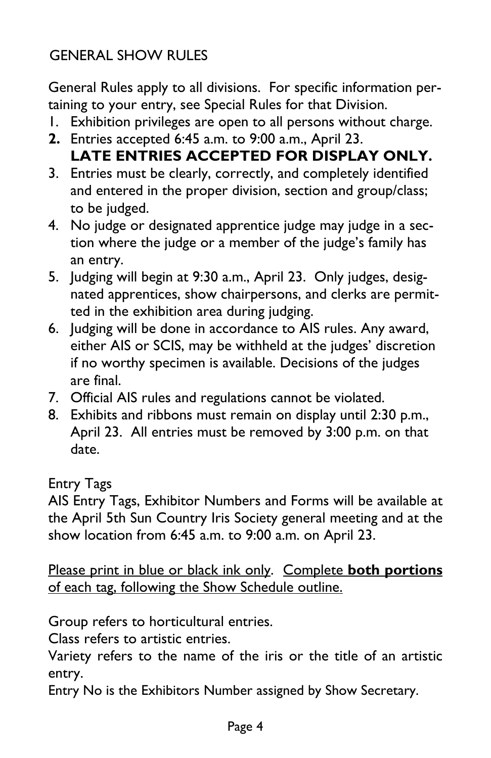## GENERAL SHOW RULES

General Rules apply to all divisions. For specific information pertaining to your entry, see Special Rules for that Division.

1. Exhibition privileges are open to all persons without charge.
2. **Entries accepted 6:45 a.m. to 9:00 a.m., April 23.**
   **LATE ENTRIES ACCEPTED FOR DISPLAY ONLY.**
3. Entries must be clearly, correctly, and completely identified and entered in the proper division, section and group/class; to be judged.
4. No judge or designated apprentice judge may judge in a section where the judge or a member of the judge's family has an entry.
5. Judging will begin at 9:30 a.m., April 23. Only judges, designated apprentices, show chairpersons, and clerks are permitted in the exhibition area during judging.
6. Judging will be done in accordance to AIS rules. Any award, either AIS or SCIS, may be withheld at the judges' discretion if no worthy specimen is available. Decisions of the judges are final.
7. Official AIS rules and regulations cannot be violated.
8. Exhibits and ribbons must remain on display until 2:30 p.m., April 23. All entries must be removed by 3:00 p.m. on that date.

Entry Tags

AIS Entry Tags, Exhibitor Numbers and Forms will be available at the April 5th Sun Country Iris Society general meeting and at the show location from 6:45 a.m. to 9:00 a.m. on April 23.

Please print in blue or black ink only. Complete **both portions** of each tag, following the Show Schedule outline.

Group refers to horticultural entries.
Class refers to artistic entries.
Variety refers to the name of the iris or the title of an artistic entry.
Entry No is the Exhibitors Number assigned by Show Secretary.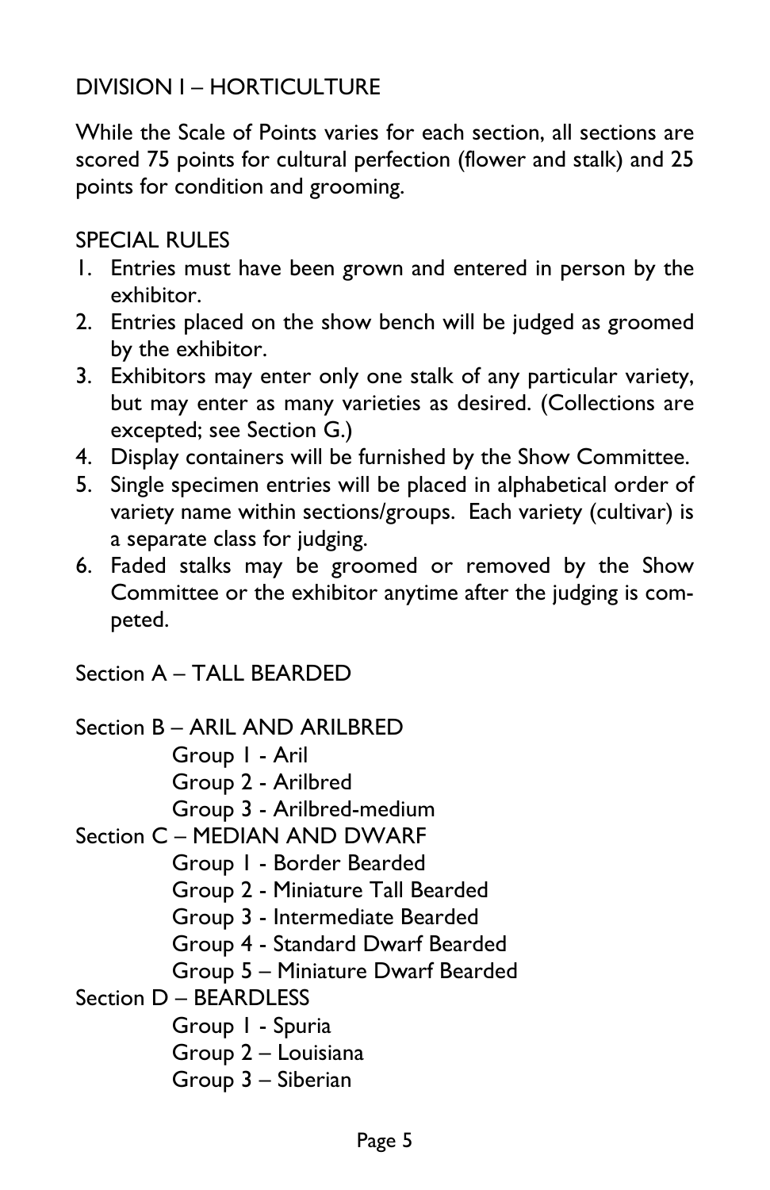## DIVISION I – HORTICULTURE

While the Scale of Points varies for each section, all sections are scored 75 points for cultural perfection (flower and stalk) and 25 points for condition and grooming.

### SPECIAL RULES

1. Entries must have been grown and entered in person by the exhibitor.
2. Entries placed on the show bench will be judged as groomed by the exhibitor.
3. Exhibitors may enter only one stalk of any particular variety, but may enter as many varieties as desired. (Collections are excepted; see Section G.)
4. Display containers will be furnished by the Show Committee.
5. Single specimen entries will be placed in alphabetical order of variety name within sections/groups. Each variety (cultivar) is a separate class for judging.
6. Faded stalks may be groomed or removed by the Show Committee or the exhibitor anytime after the judging is competed.

### Section A – TALL BEARDED

### Section B – ARIL AND ARILBRED

- Group 1 - Aril
- Group 2 - Arilbred
- Group 3 - Arilbred-medium

### Section C – MEDIAN AND DWARF

- Group 1 - Border Bearded
- Group 2 - Miniature Tall Bearded
- Group 3 - Intermediate Bearded
- Group 4 - Standard Dwarf Bearded
- Group 5 – Miniature Dwarf Bearded

### Section D – BEARDLESS

- Group 1 - Spuria
- Group 2 – Louisiana
- Group 3 – Siberian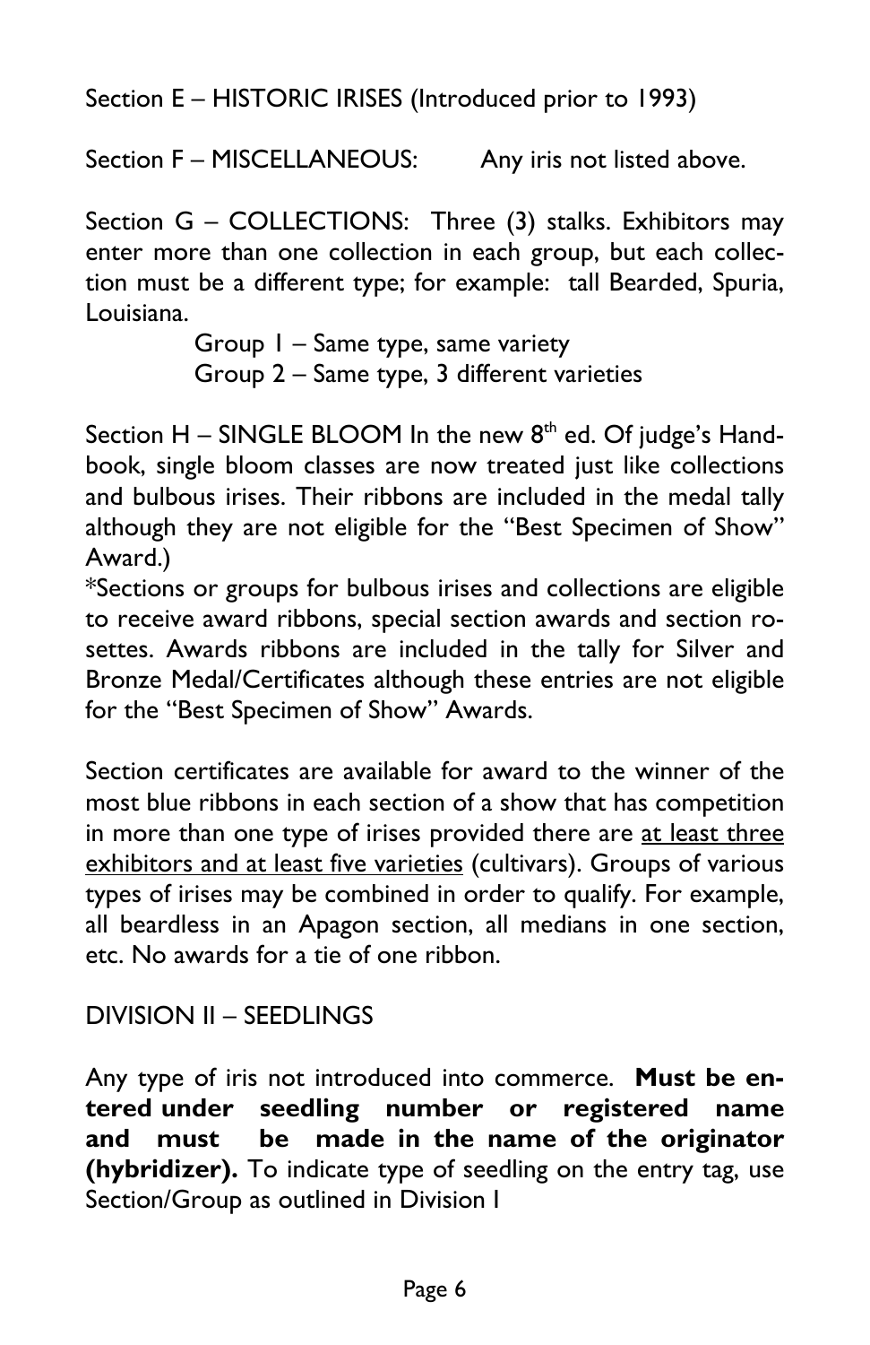Section E – HISTORIC IRISES (Introduced prior to 1993)

Section F – MISCELLANEOUS: Any iris not listed above.

Section G – COLLECTIONS: Three (3) stalks. Exhibitors may enter more than one collection in each group, but each collection must be a different type; for example: tall Bearded, Spuria, Louisiana.

- Group 1 – Same type, same variety
- Group 2 – Same type, 3 different varieties

Section H – SINGLE BLOOM In the new 8th ed. Of judge's Handbook, single bloom classes are now treated just like collections and bulbous irises. Their ribbons are included in the medal tally although they are not eligible for the "Best Specimen of Show" Award.)

*Sections or groups for bulbous irises and collections are eligible to receive award ribbons, special section awards and section rosettes. Awards ribbons are included in the tally for Silver and Bronze Medal/Certificates although these entries are not eligible for the "Best Specimen of Show" Awards.

Section certificates are available for award to the winner of the most blue ribbons in each section of a show that has competition in more than one type of irises provided there are <u>at least three exhibitors and at least five varieties</u> (cultivars). Groups of various types of irises may be combined in order to qualify. For example, all beardless in an Apagon section, all medians in one section, etc. No awards for a tie of one ribbon.

DIVISION II – SEEDLINGS

Any type of iris not introduced into commerce. **Must be entered under seedling number or registered name and must be made in the name of the originator (hybridizer).** To indicate type of seedling on the entry tag, use Section/Group as outlined in Division I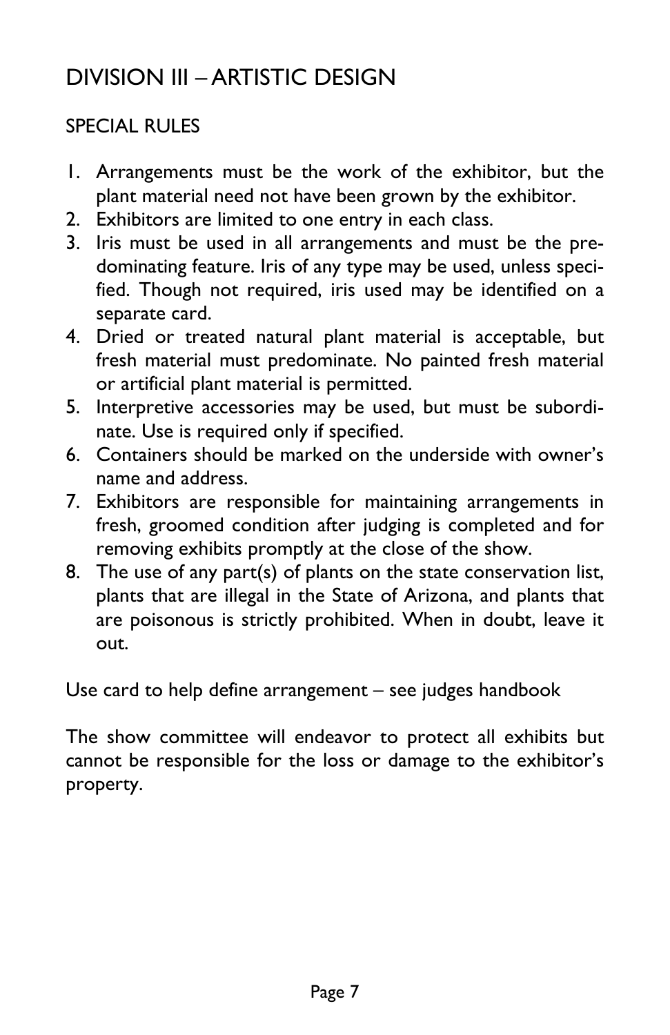# DIVISION III – ARTISTIC DESIGN

## SPECIAL RULES

1. Arrangements must be the work of the exhibitor, but the plant material need not have been grown by the exhibitor.
2. Exhibitors are limited to one entry in each class.
3. Iris must be used in all arrangements and must be the predominating feature. Iris of any type may be used, unless specified. Though not required, iris used may be identified on a separate card.
4. Dried or treated natural plant material is acceptable, but fresh material must predominate. No painted fresh material or artificial plant material is permitted.
5. Interpretive accessories may be used, but must be subordinate. Use is required only if specified.
6. Containers should be marked on the underside with owner's name and address.
7. Exhibitors are responsible for maintaining arrangements in fresh, groomed condition after judging is completed and for removing exhibits promptly at the close of the show.
8. The use of any part(s) of plants on the state conservation list, plants that are illegal in the State of Arizona, and plants that are poisonous is strictly prohibited. When in doubt, leave it out.

Use card to help define arrangement – see judges handbook

The show committee will endeavor to protect all exhibits but cannot be responsible for the loss or damage to the exhibitor's property.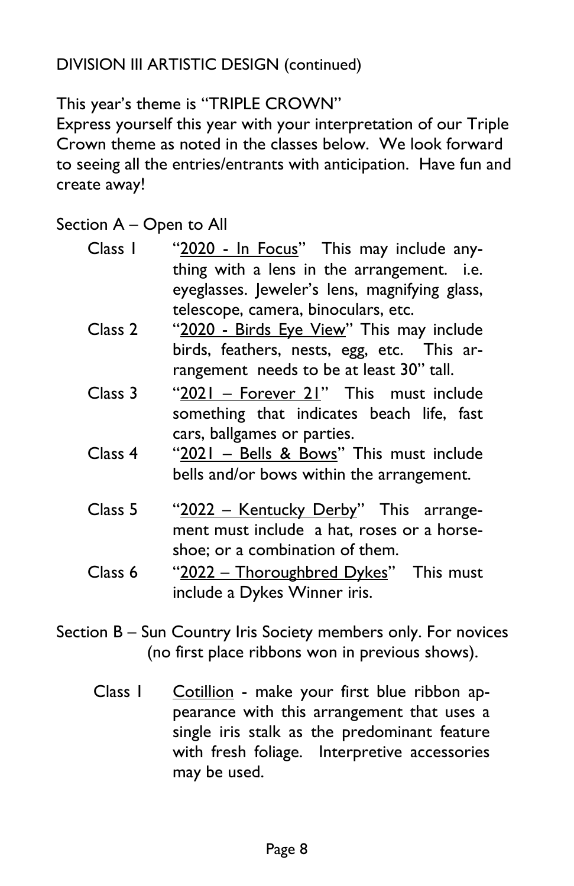DIVISION III ARTISTIC DESIGN (continued)

This year's theme is "TRIPLE CROWN"
Express yourself this year with your interpretation of our Triple Crown theme as noted in the classes below. We look forward to seeing all the entries/entrants with anticipation. Have fun and create away!

Section A – Open to All

- Class 1 "2020 - In Focus" This may include anything with a lens in the arrangement. i.e. eyeglasses. Jeweler's lens, magnifying glass, telescope, camera, binoculars, etc.
- Class 2 "2020 - Birds Eye View" This may include birds, feathers, nests, egg, etc. This arrangement needs to be at least 30" tall.
- Class 3 "2021 – Forever 21" This must include something that indicates beach life, fast cars, ballgames or parties.
- Class 4 "2021 – Bells & Bows" This must include bells and/or bows within the arrangement.
- Class 5 "2022 – Kentucky Derby" This arrangement must include a hat, roses or a horseshoe; or a combination of them.
- Class 6 "2022 – Thoroughbred Dykes" This must include a Dykes Winner iris.

Section B – Sun Country Iris Society members only. For novices (no first place ribbons won in previous shows).

- Class 1 Cotillion - make your first blue ribbon appearance with this arrangement that uses a single iris stalk as the predominant feature with fresh foliage. Interpretive accessories may be used.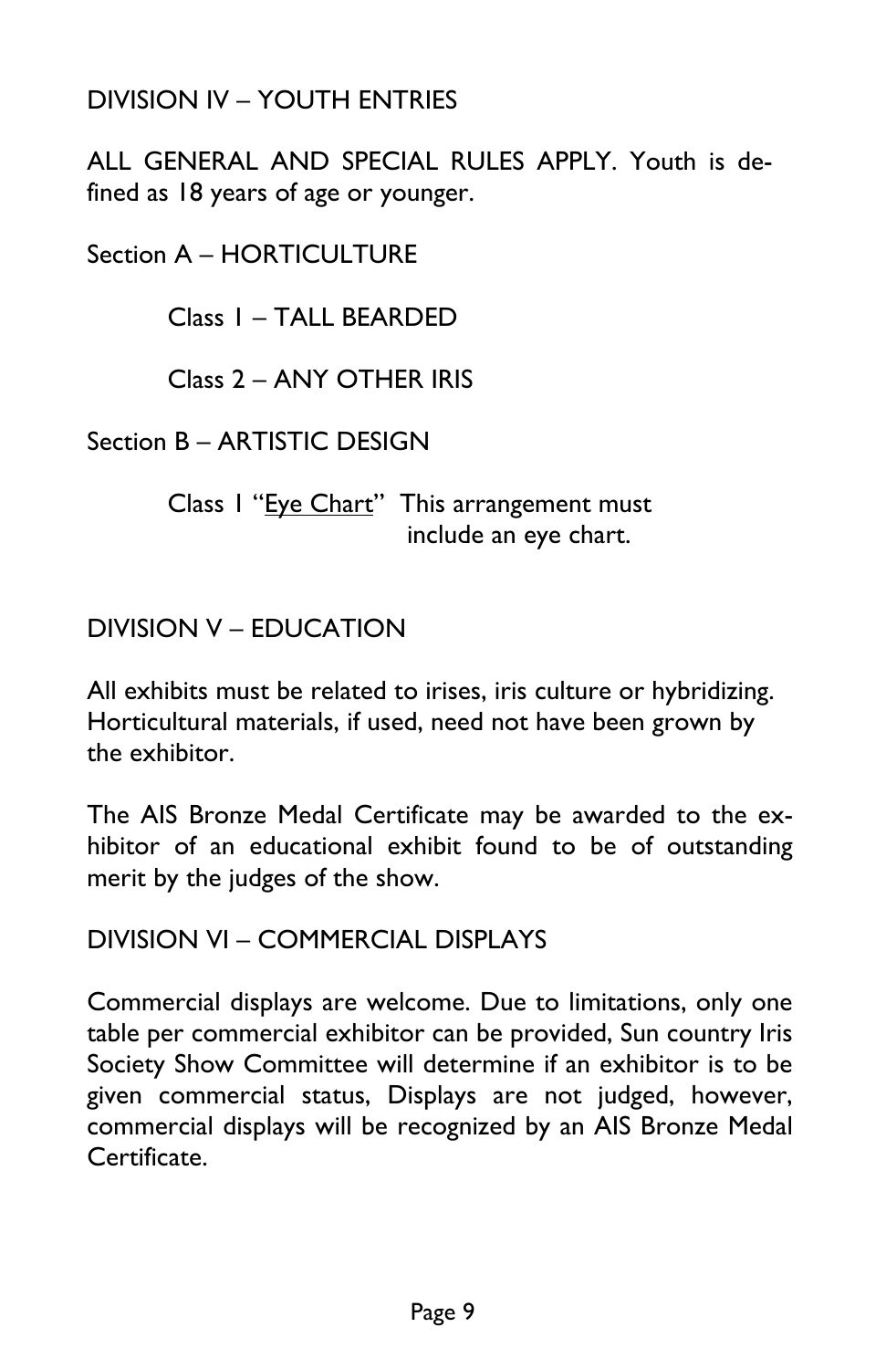## DIVISION IV – YOUTH ENTRIES

ALL GENERAL AND SPECIAL RULES APPLY. Youth is defined as 18 years of age or younger.

### Section A – HORTICULTURE

Class 1 – TALL BEARDED

Class 2 – ANY OTHER IRIS

### Section B – ARTISTIC DESIGN

Class 1 "Eye Chart" This arrangement must include an eye chart.

## DIVISION V – EDUCATION

All exhibits must be related to irises, iris culture or hybridizing. Horticultural materials, if used, need not have been grown by the exhibitor.

The AIS Bronze Medal Certificate may be awarded to the exhibitor of an educational exhibit found to be of outstanding merit by the judges of the show.

## DIVISION VI – COMMERCIAL DISPLAYS

Commercial displays are welcome. Due to limitations, only one table per commercial exhibitor can be provided, Sun country Iris Society Show Committee will determine if an exhibitor is to be given commercial status, Displays are not judged, however, commercial displays will be recognized by an AIS Bronze Medal Certificate.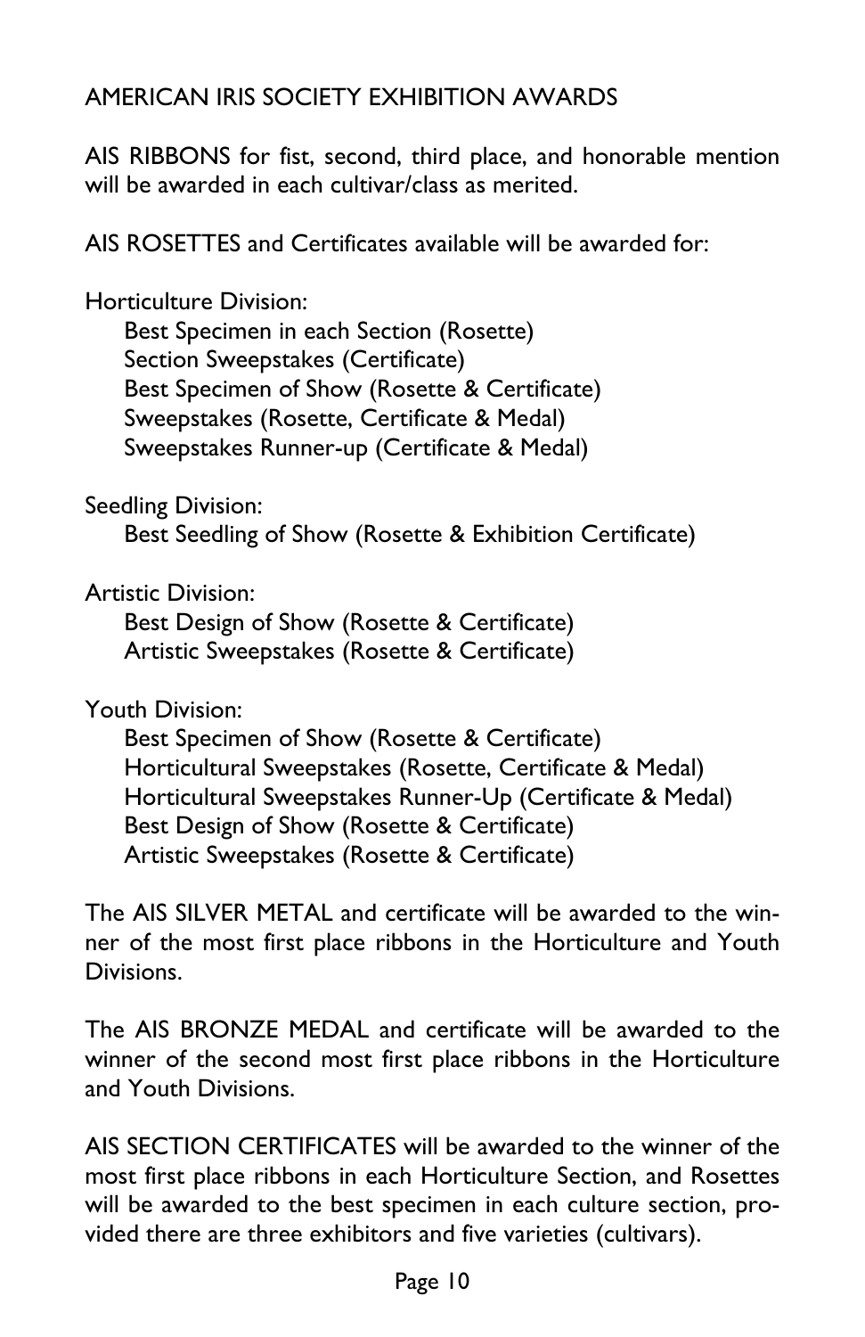## AMERICAN IRIS SOCIETY EXHIBITION AWARDS

AIS RIBBONS for fist, second, third place, and honorable mention will be awarded in each cultivar/class as merited.

AIS ROSETTES and Certificates available will be awarded for:

Horticulture Division:

- Best Specimen in each Section (Rosette)
- Section Sweepstakes (Certificate)
- Best Specimen of Show (Rosette & Certificate)
- Sweepstakes (Rosette, Certificate & Medal)
- Sweepstakes Runner-up (Certificate & Medal)

Seedling Division:

- Best Seedling of Show (Rosette & Exhibition Certificate)

Artistic Division:

- Best Design of Show (Rosette & Certificate)
- Artistic Sweepstakes (Rosette & Certificate)

Youth Division:

- Best Specimen of Show (Rosette & Certificate)
- Horticultural Sweepstakes (Rosette, Certificate & Medal)
- Horticultural Sweepstakes Runner-Up (Certificate & Medal)
- Best Design of Show (Rosette & Certificate)
- Artistic Sweepstakes (Rosette & Certificate)

The AIS SILVER METAL and certificate will be awarded to the winner of the most first place ribbons in the Horticulture and Youth Divisions.

The AIS BRONZE MEDAL and certificate will be awarded to the winner of the second most first place ribbons in the Horticulture and Youth Divisions.

AIS SECTION CERTIFICATES will be awarded to the winner of the most first place ribbons in each Horticulture Section, and Rosettes will be awarded to the best specimen in each culture section, provided there are three exhibitors and five varieties (cultivars).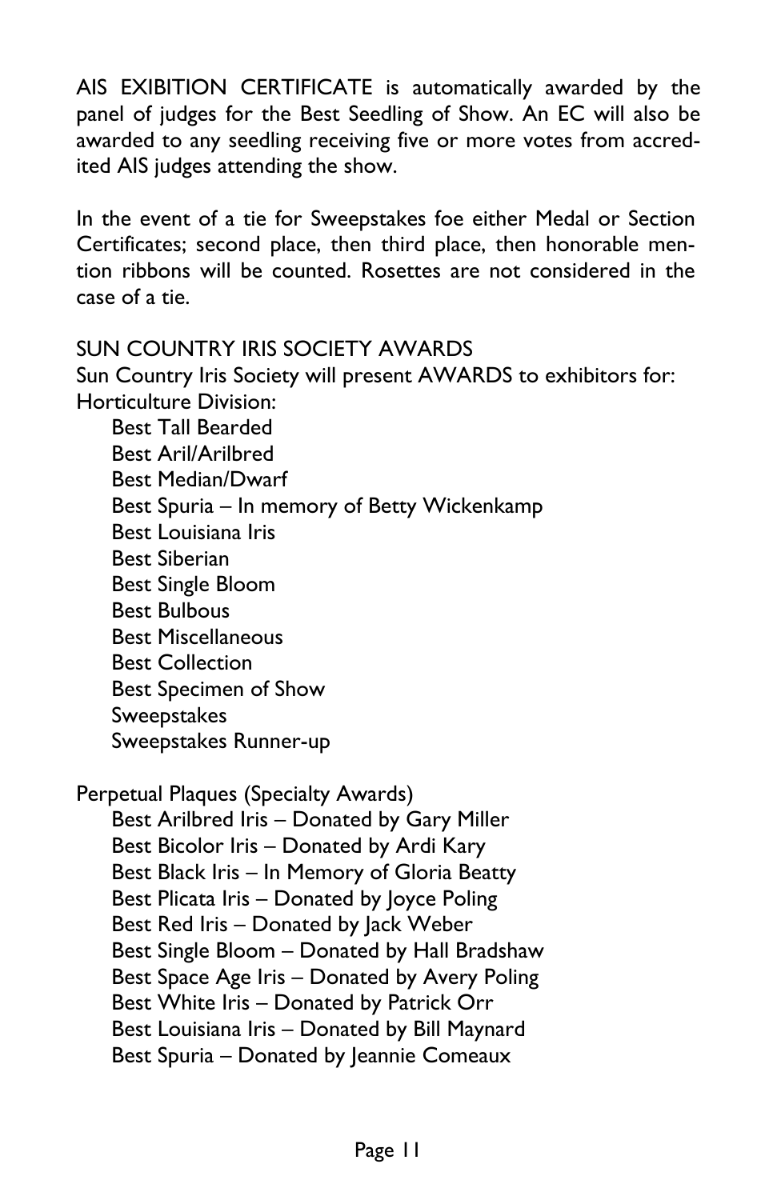AIS EXIBITION CERTIFICATE is automatically awarded by the panel of judges for the Best Seedling of Show. An EC will also be awarded to any seedling receiving five or more votes from accredited AIS judges attending the show.

In the event of a tie for Sweepstakes foe either Medal or Section Certificates; second place, then third place, then honorable mention ribbons will be counted. Rosettes are not considered in the case of a tie.

SUN COUNTRY IRIS SOCIETY AWARDS

Sun Country Iris Society will present AWARDS to exhibitors for:

Horticulture Division:

- Best Tall Bearded
- Best Aril/Arilbred
- Best Median/Dwarf
- Best Spuria – In memory of Betty Wickenkamp
- Best Louisiana Iris
- Best Siberian
- Best Single Bloom
- Best Bulbous
- Best Miscellaneous
- Best Collection
- Best Specimen of Show
- Sweepstakes
- Sweepstakes Runner-up

Perpetual Plaques (Specialty Awards)

- Best Arilbred Iris – Donated by Gary Miller
- Best Bicolor Iris – Donated by Ardi Kary
- Best Black Iris – In Memory of Gloria Beatty
- Best Plicata Iris – Donated by Joyce Poling
- Best Red Iris – Donated by Jack Weber
- Best Single Bloom – Donated by Hall Bradshaw
- Best Space Age Iris – Donated by Avery Poling
- Best White Iris – Donated by Patrick Orr
- Best Louisiana Iris – Donated by Bill Maynard
- Best Spuria – Donated by Jeannie Comeaux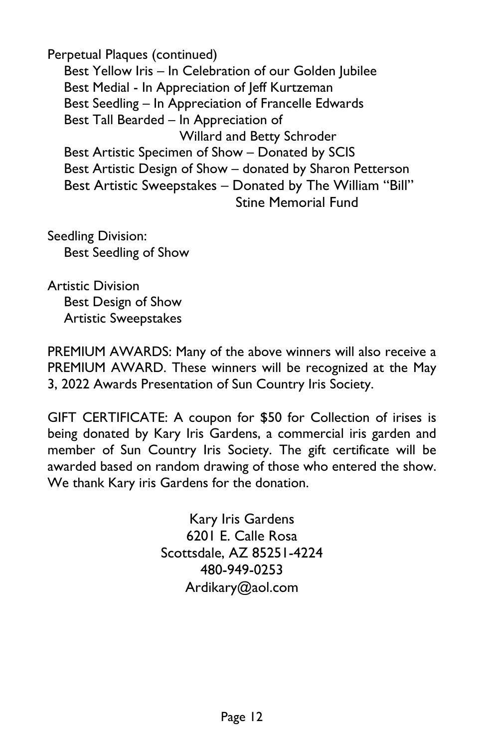Perpetual Plaques (continued)

- Best Yellow Iris – In Celebration of our Golden Jubilee
- Best Medial - In Appreciation of Jeff Kurtzeman
- Best Seedling – In Appreciation of Francelle Edwards
- Best Tall Bearded – In Appreciation of Willard and Betty Schroder
- Best Artistic Specimen of Show – Donated by SCIS
- Best Artistic Design of Show – donated by Sharon Petterson
- Best Artistic Sweepstakes – Donated by The William "Bill" Stine Memorial Fund

Seedling Division:

- Best Seedling of Show

Artistic Division

- Best Design of Show
- Artistic Sweepstakes

PREMIUM AWARDS: Many of the above winners will also receive a PREMIUM AWARD. These winners will be recognized at the May 3, 2022 Awards Presentation of Sun Country Iris Society.

GIFT CERTIFICATE: A coupon for $50 for Collection of irises is being donated by Kary Iris Gardens, a commercial iris garden and member of Sun Country Iris Society. The gift certificate will be awarded based on random drawing of those who entered the show. We thank Kary iris Gardens for the donation.

Kary Iris Gardens
6201 E. Calle Rosa
Scottsdale, AZ 85251-4224
480-949-0253
Ardikary@aol.com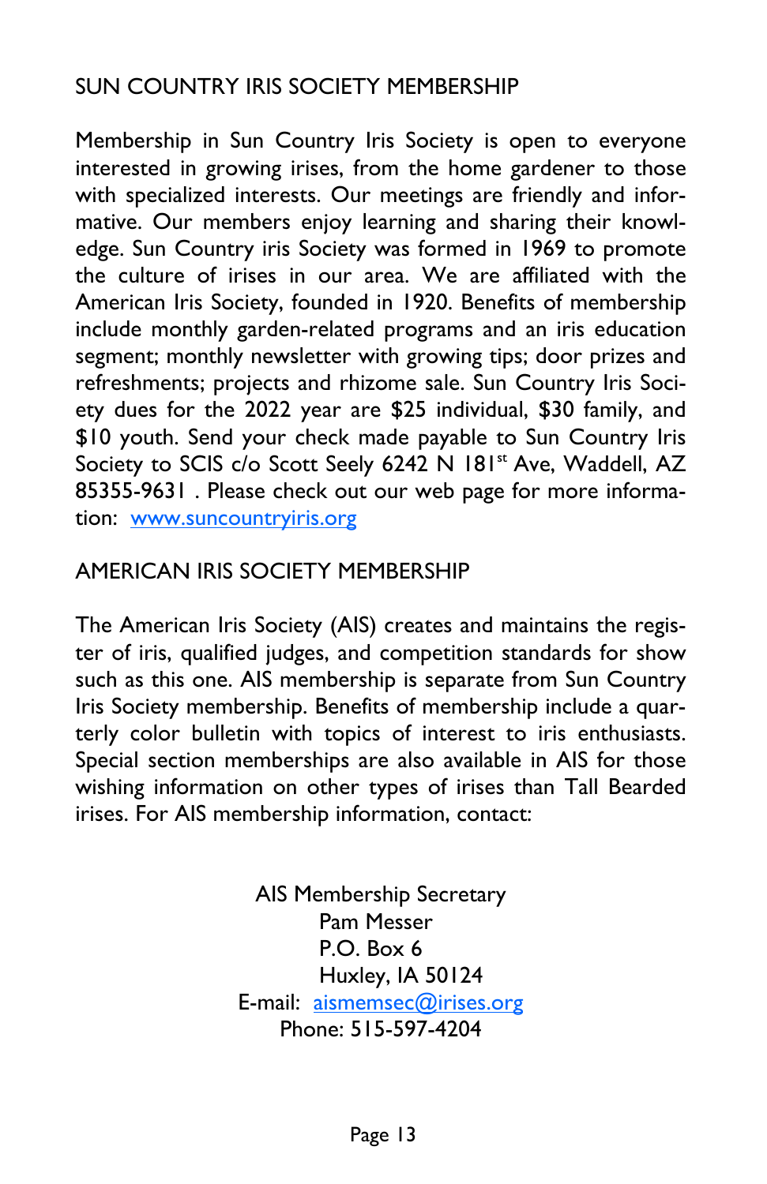## SUN COUNTRY IRIS SOCIETY MEMBERSHIP

Membership in Sun Country Iris Society is open to everyone interested in growing irises, from the home gardener to those with specialized interests. Our meetings are friendly and informative. Our members enjoy learning and sharing their knowledge. Sun Country iris Society was formed in 1969 to promote the culture of irises in our area. We are affiliated with the American Iris Society, founded in 1920. Benefits of membership include monthly garden-related programs and an iris education segment; monthly newsletter with growing tips; door prizes and refreshments; projects and rhizome sale. Sun Country Iris Society dues for the 2022 year are $25 individual, $30 family, and $10 youth. Send your check made payable to Sun Country Iris Society to SCIS c/o Scott Seely 6242 N 181st Ave, Waddell, AZ 85355-9631 . Please check out our web page for more information: [www.suncountryiris.org](http://www.suncountryiris.org)

## AMERICAN IRIS SOCIETY MEMBERSHIP

The American Iris Society (AIS) creates and maintains the register of iris, qualified judges, and competition standards for show such as this one. AIS membership is separate from Sun Country Iris Society membership. Benefits of membership include a quarterly color bulletin with topics of interest to iris enthusiasts. Special section memberships are also available in AIS for those wishing information on other types of irises than Tall Bearded irises. For AIS membership information, contact:

AIS Membership Secretary
Pam Messer
P.O. Box 6
Huxley, IA 50124
E-mail: [aismemsec@irises.org](mailto:aismemsec@irises.org)
Phone: 515-597-4204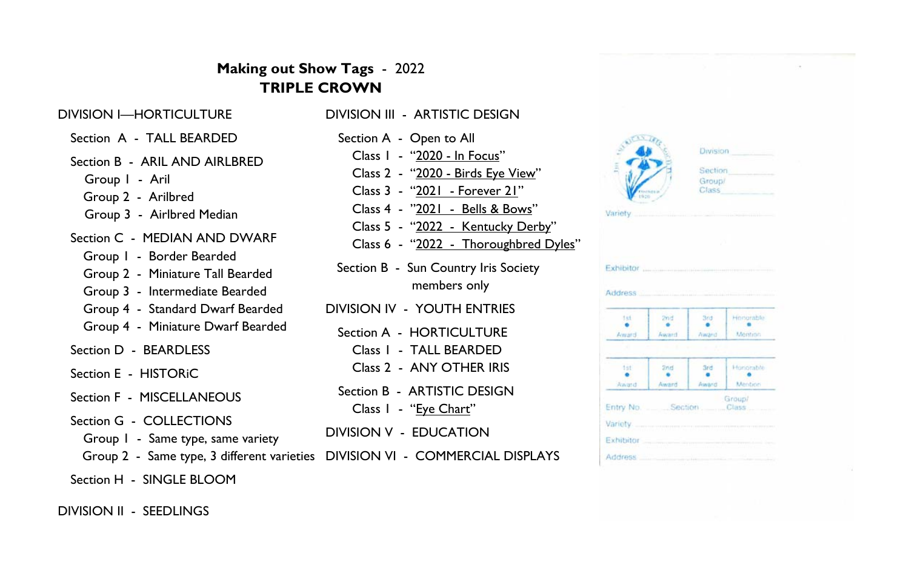# Making out Show Tags - 2022
## TRIPLE CROWN

**DIVISION I—HORTICULTURE**

- Section A - TALL BEARDED
- Section B - ARIL AND AIRLBRED
  - Group I - Aril
  - Group 2 - Arilbred
  - Group 3 - Airlbred Median
- Section C - MEDIAN AND DWARF
  - Group I - Border Bearded
  - Group 2 - Miniature Tall Bearded
  - Group 3 - Intermediate Bearded
  - Group 4 - Standard Dwarf Bearded
  - Group 4 - Miniature Dwarf Bearded
- Section D - BEARDLESS
- Section E - HISTORiC
- Section F - MISCELLANEOUS
- Section G - COLLECTIONS
  - Group I - Same type, same variety
  - Group 2 - Same type, 3 different varieties
- Section H - SINGLE BLOOM

**DIVISION II - SEEDLINGS**

**DIVISION III - ARTISTIC DESIGN**

- Section A - Open to All
  - Class I - "2020 - In Focus"
  - Class 2 - "2020 - Birds Eye View"
  - Class 3 - "2021 - Forever 21"
  - Class 4 - "2021 - Bells & Bows"
  - Class 5 - "2022 - Kentucky Derby"
  - Class 6 - "2022 - Thoroughbred Dyles"
- Section B - Sun Country Iris Society members only

**DIVISION IV - YOUTH ENTRIES**

- Section A - HORTICULTURE
  - Class I - TALL BEARDED
  - Class 2 - ANY OTHER IRIS
- Section B - ARTISTIC DESIGN
  - Class I - "Eye Chart"

**DIVISION V - EDUCATION**

**DIVISION VI - COMMERCIAL DISPLAYS**

Division

Section

Group/Class

Variety

Exhibitor

Address

| 1st Award | 2nd Award | 3rd Award | Honorable Mention |
|---|---|---|---|

| 1st Award | 2nd Award | 3rd Award | Honorable Mention |
|---|---|---|---|

Entry No. Section Group/Class

Variety

Exhibitor

Address